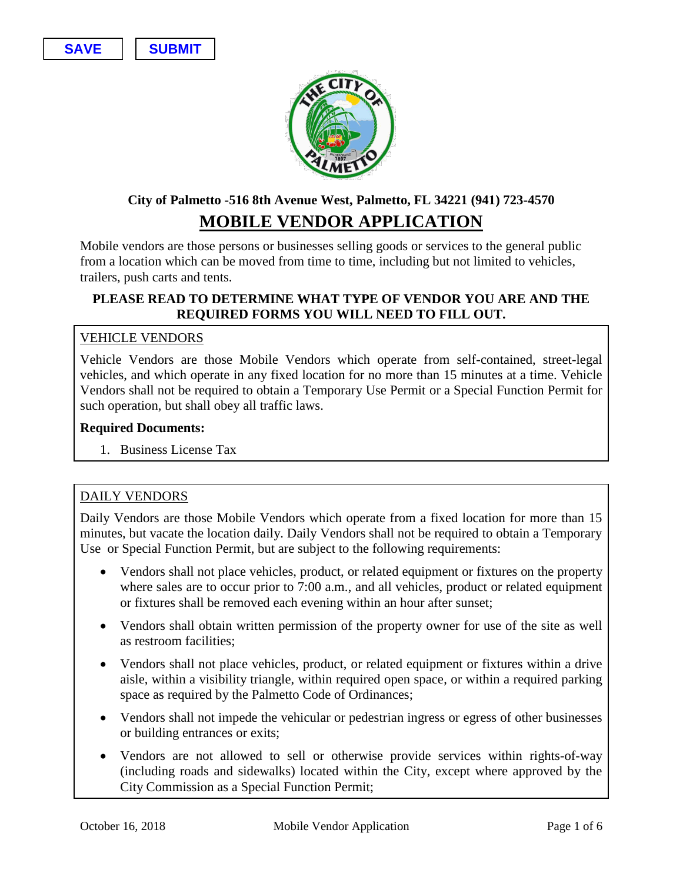SAVE SUBMIT

**City of Palmetto -516 8th Avenue West, Palmetto, FL 34221 (941) 723-4570**

# MOBILE VENDOR APPLICATION

Mobile vendors are those persons or businesses selling goods or services to the general public from a location which can be moved from time to time, including but not limited to vehicles, trailers, push carts and tents.

**PLEASE READ TO DETERMINE WHAT TYPE OF VENDOR YOU ARE AND THE REQUIRED FORMS YOU WILL NEED TO FILL OUT.**

## VEHICLE VENDORS

Vehicle Vendors are those Mobile Vendors which operate from self-contained, street-legal vehicles, and which operate in any fixed location for no more than 15 minutes at a time. Vehicle Vendors shall not be required to obtain a Temporary Use Permit or a Special Function Permit for such operation, but shall obey all traffic laws.

**Required Documents:**

1. Business License Tax

## DAILY VENDORS

Daily Vendors are those Mobile Vendors which operate from a fixed location for more than 15 minutes, but vacate the location daily. Daily Vendors shall not be required to obtain a Temporary Use or Special Function Permit, but are subject to the following requirements:

- Vendors shall not place vehicles, product, or related equipment or fixtures on the property where sales are to occur prior to 7:00 a.m., and all vehicles, product or related equipment or fixtures shall be removed each evening within an hour after sunset;
- Vendors shall obtain written permission of the property owner for use of the site as well as restroom facilities;
- Vendors shall not place vehicles, product, or related equipment or fixtures within a drive aisle, within a visibility triangle, within required open space, or within a required parking space as required by the Palmetto Code of Ordinances;
- Vendors shall not impede the vehicular or pedestrian ingress or egress of other businesses or building entrances or exits;
- Vendors are not allowed to sell or otherwise provide services within rights-of-way (including roads and sidewalks) located within the City, except where approved by the City Commission as a Special Function Permit;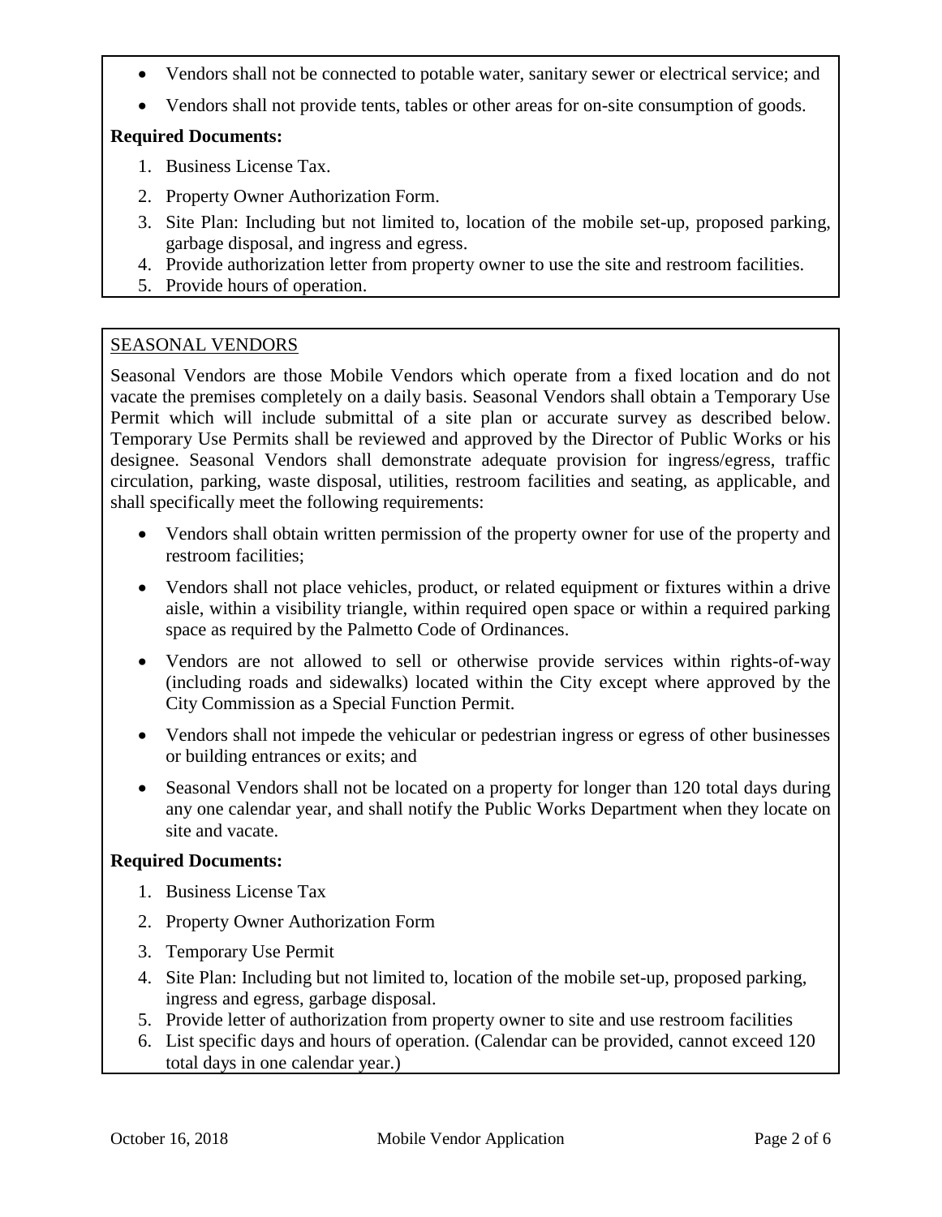- Vendors shall not be connected to potable water, sanitary sewer or electrical service; and
- Vendors shall not provide tents, tables or other areas for on-site consumption of goods.

**Required Documents:**

1. Business License Tax.
2. Property Owner Authorization Form.
3. Site Plan: Including but not limited to, location of the mobile set-up, proposed parking, garbage disposal, and ingress and egress.
4. Provide authorization letter from property owner to use the site and restroom facilities.
5. Provide hours of operation.

## SEASONAL VENDORS

Seasonal Vendors are those Mobile Vendors which operate from a fixed location and do not vacate the premises completely on a daily basis. Seasonal Vendors shall obtain a Temporary Use Permit which will include submittal of a site plan or accurate survey as described below. Temporary Use Permits shall be reviewed and approved by the Director of Public Works or his designee. Seasonal Vendors shall demonstrate adequate provision for ingress/egress, traffic circulation, parking, waste disposal, utilities, restroom facilities and seating, as applicable, and shall specifically meet the following requirements:

- Vendors shall obtain written permission of the property owner for use of the property and restroom facilities;
- Vendors shall not place vehicles, product, or related equipment or fixtures within a drive aisle, within a visibility triangle, within required open space or within a required parking space as required by the Palmetto Code of Ordinances.
- Vendors are not allowed to sell or otherwise provide services within rights-of-way (including roads and sidewalks) located within the City except where approved by the City Commission as a Special Function Permit.
- Vendors shall not impede the vehicular or pedestrian ingress or egress of other businesses or building entrances or exits; and
- Seasonal Vendors shall not be located on a property for longer than 120 total days during any one calendar year, and shall notify the Public Works Department when they locate on site and vacate.

**Required Documents:**

1. Business License Tax
2. Property Owner Authorization Form
3. Temporary Use Permit
4. Site Plan: Including but not limited to, location of the mobile set-up, proposed parking, ingress and egress, garbage disposal.
5. Provide letter of authorization from property owner to site and use restroom facilities
6. List specific days and hours of operation. (Calendar can be provided, cannot exceed 120 total days in one calendar year.)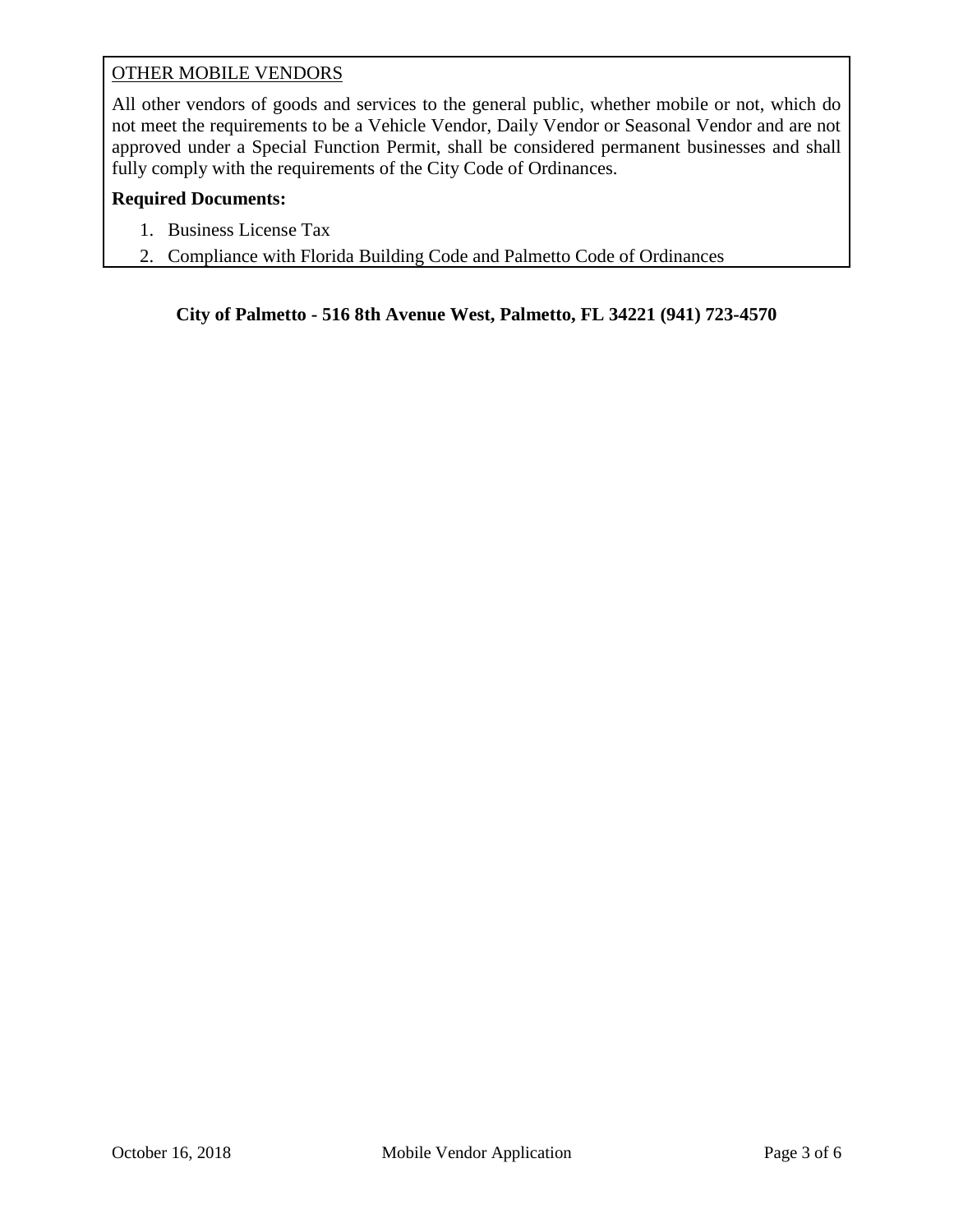OTHER MOBILE VENDORS

All other vendors of goods and services to the general public, whether mobile or not, which do not meet the requirements to be a Vehicle Vendor, Daily Vendor or Seasonal Vendor and are not approved under a Special Function Permit, shall be considered permanent businesses and shall fully comply with the requirements of the City Code of Ordinances.

**Required Documents:**

1. Business License Tax
2. Compliance with Florida Building Code and Palmetto Code of Ordinances

**City of Palmetto - 516 8th Avenue West, Palmetto, FL 34221 (941) 723-4570**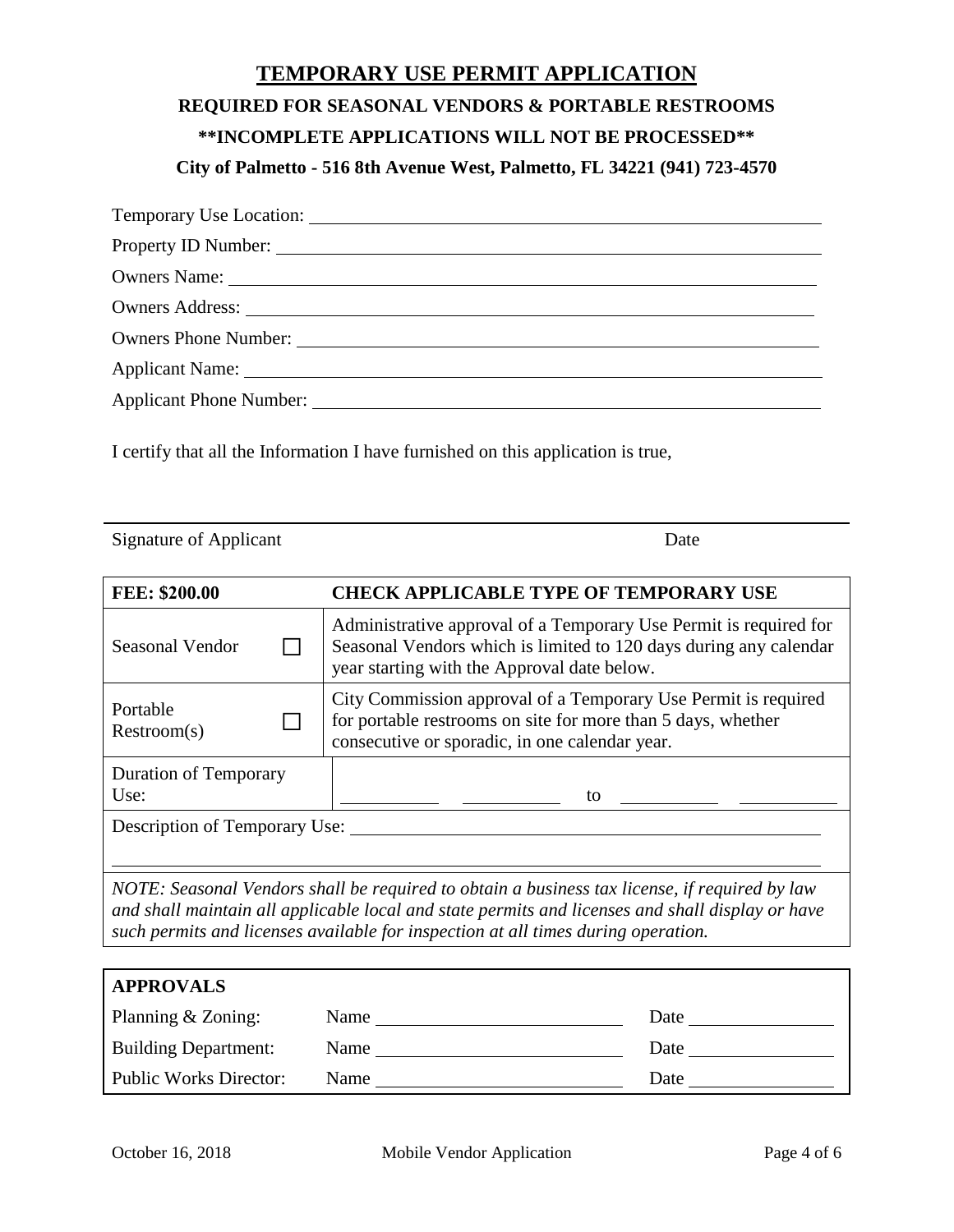# TEMPORARY USE PERMIT APPLICATION

**REQUIRED FOR SEASONAL VENDORS & PORTABLE RESTROOMS**

**\*\*INCOMPLETE APPLICATIONS WILL NOT BE PROCESSED\*\***

**City of Palmetto - 516 8th Avenue West, Palmetto, FL 34221 (941) 723-4570**

Temporary Use Location: ____________________________________________

Property ID Number: ____________________________________________

Owners Name: ____________________________________________

Owners Address: ____________________________________________

Owners Phone Number: ____________________________________________

Applicant Name: ____________________________________________

Applicant Phone Number: ____________________________________________

I certify that all the Information I have furnished on this application is true,

______________________________________________________________

Signature of Applicant Date

| FEE: $200.00 | CHECK APPLICABLE TYPE OF TEMPORARY USE |
|---|---|
| Seasonal Vendor ☐ | Administrative approval of a Temporary Use Permit is required for Seasonal Vendors which is limited to 120 days during any calendar year starting with the Approval date below. |
| Portable Restroom(s) ☐ | City Commission approval of a Temporary Use Permit is required for portable restrooms on site for more than 5 days, whether consecutive or sporadic, in one calendar year. |
| Duration of Temporary Use: | ________ ________ to ________ ________ |
| Description of Temporary Use: ____________________________________________ | |
| *NOTE: Seasonal Vendors shall be required to obtain a business tax license, if required by law and shall maintain all applicable local and state permits and licenses and shall display or have such permits and licenses available for inspection at all times during operation.* | |

| APPROVALS | | |
|---|---|---|
| Planning & Zoning: | Name ____________________ | Date ____________ |
| Building Department: | Name ____________________ | Date ____________ |
| Public Works Director: | Name ____________________ | Date ____________ |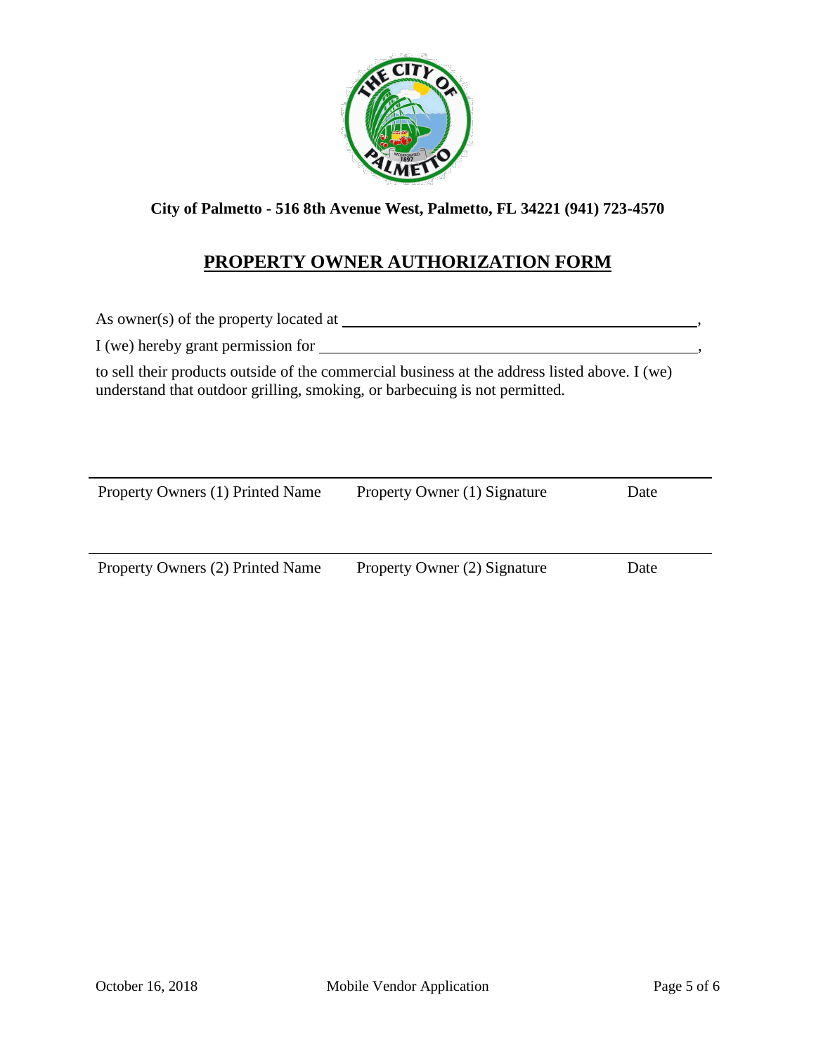**City of Palmetto - 516 8th Avenue West, Palmetto, FL 34221 (941) 723-4570**

# PROPERTY OWNER AUTHORIZATION FORM

As owner(s) of the property located at ______________________________________________,

I (we) hereby grant permission for ________________________________________________,

to sell their products outside of the commercial business at the address listed above. I (we) understand that outdoor grilling, smoking, or barbecuing is not permitted.

| Property Owners (1) Printed Name | Property Owner (1) Signature | Date |
|---|---|---|
| Property Owners (2) Printed Name | Property Owner (2) Signature | Date |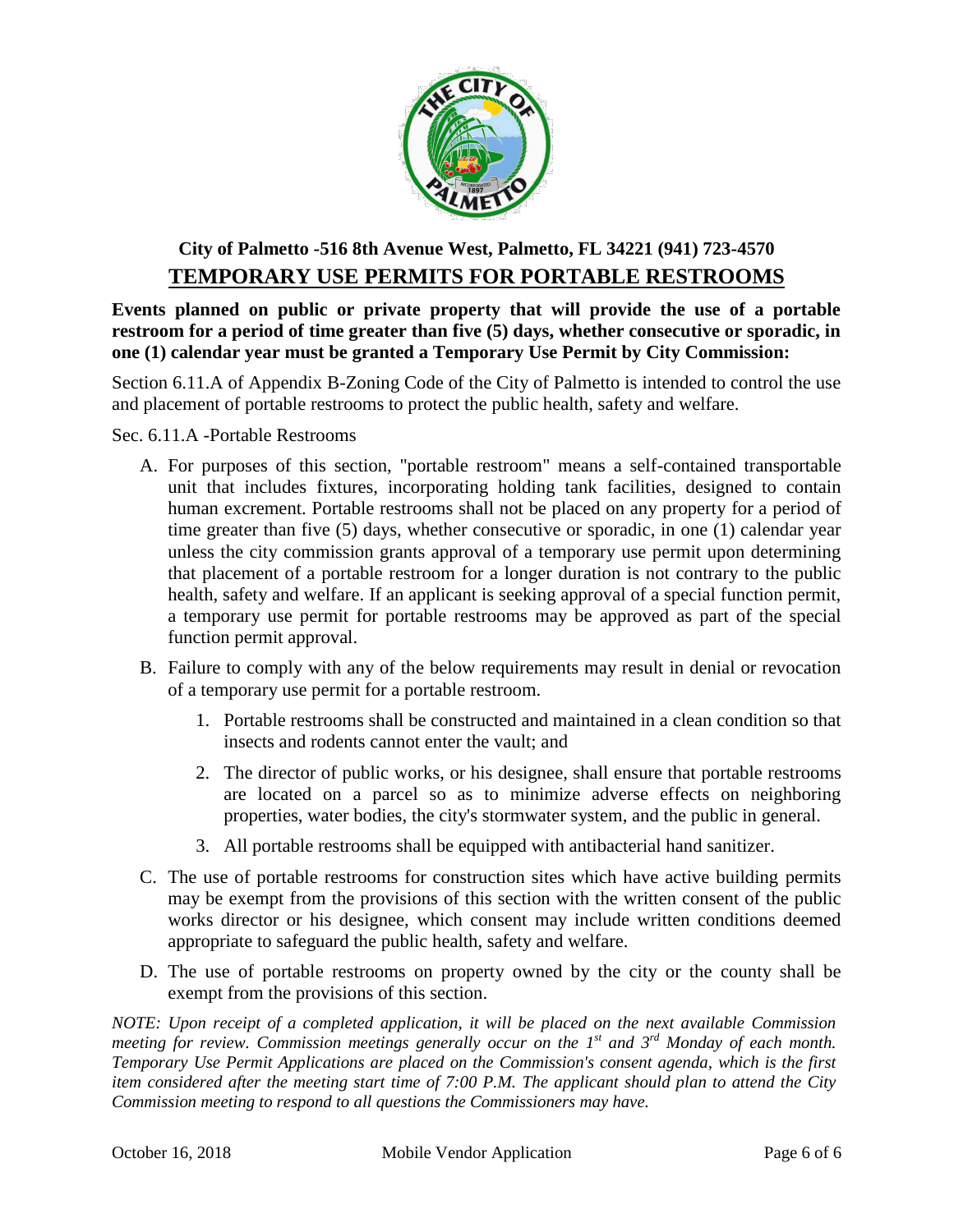**City of Palmetto -516 8th Avenue West, Palmetto, FL 34221 (941) 723-4570**

# TEMPORARY USE PERMITS FOR PORTABLE RESTROOMS

**Events planned on public or private property that will provide the use of a portable restroom for a period of time greater than five (5) days, whether consecutive or sporadic, in one (1) calendar year must be granted a Temporary Use Permit by City Commission:**

Section 6.11.A of Appendix B-Zoning Code of the City of Palmetto is intended to control the use and placement of portable restrooms to protect the public health, safety and welfare.

Sec. 6.11.A -Portable Restrooms

A. For purposes of this section, "portable restroom" means a self-contained transportable unit that includes fixtures, incorporating holding tank facilities, designed to contain human excrement. Portable restrooms shall not be placed on any property for a period of time greater than five (5) days, whether consecutive or sporadic, in one (1) calendar year unless the city commission grants approval of a temporary use permit upon determining that placement of a portable restroom for a longer duration is not contrary to the public health, safety and welfare. If an applicant is seeking approval of a special function permit, a temporary use permit for portable restrooms may be approved as part of the special function permit approval.

B. Failure to comply with any of the below requirements may result in denial or revocation of a temporary use permit for a portable restroom.

   1. Portable restrooms shall be constructed and maintained in a clean condition so that insects and rodents cannot enter the vault; and

   2. The director of public works, or his designee, shall ensure that portable restrooms are located on a parcel so as to minimize adverse effects on neighboring properties, water bodies, the city's stormwater system, and the public in general.

   3. All portable restrooms shall be equipped with antibacterial hand sanitizer.

C. The use of portable restrooms for construction sites which have active building permits may be exempt from the provisions of this section with the written consent of the public works director or his designee, which consent may include written conditions deemed appropriate to safeguard the public health, safety and welfare.

D. The use of portable restrooms on property owned by the city or the county shall be exempt from the provisions of this section.

*NOTE: Upon receipt of a completed application, it will be placed on the next available Commission meeting for review. Commission meetings generally occur on the 1st and 3rd Monday of each month. Temporary Use Permit Applications are placed on the Commission's consent agenda, which is the first item considered after the meeting start time of 7:00 P.M. The applicant should plan to attend the City Commission meeting to respond to all questions the Commissioners may have.*